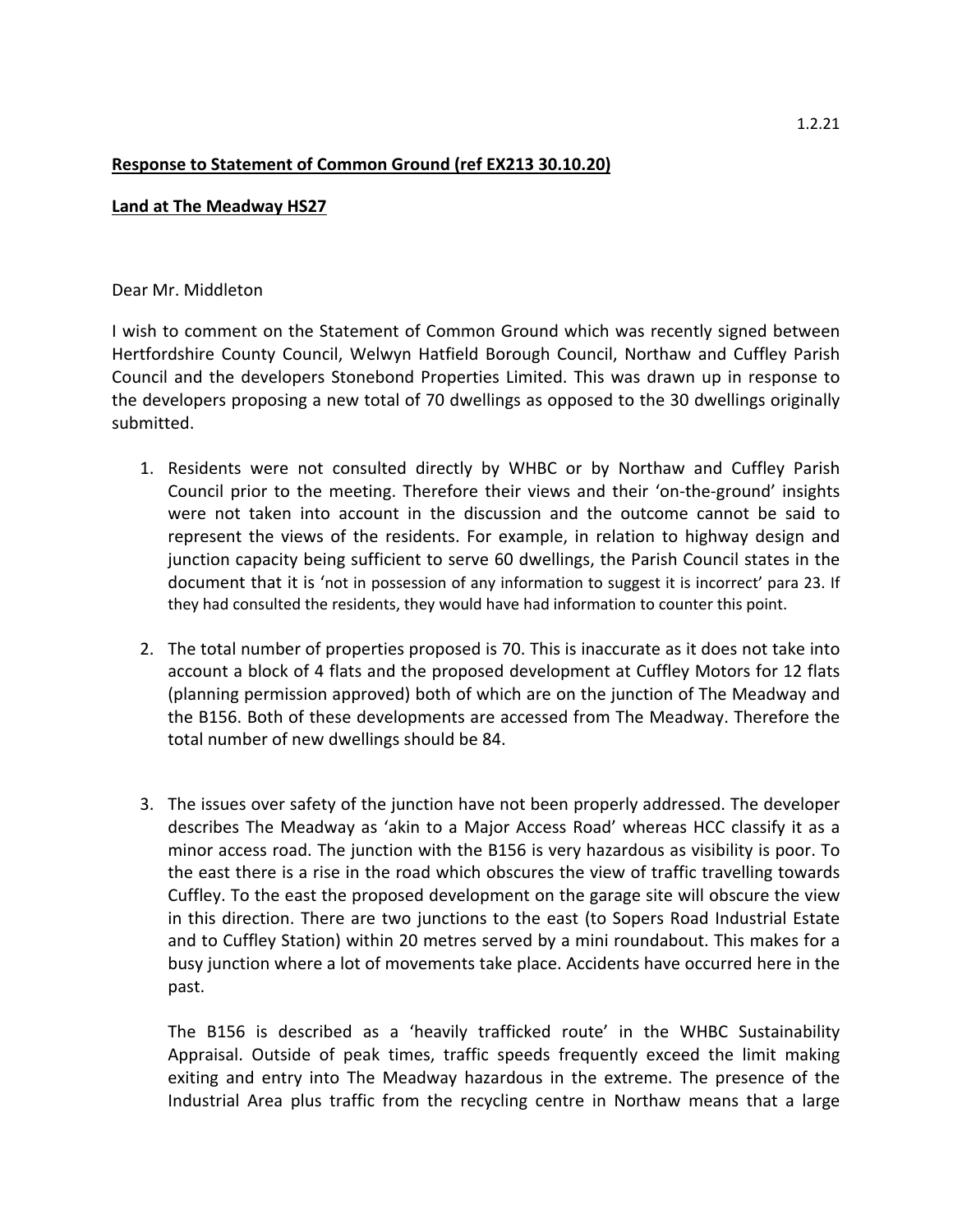1.2.21

**Response to Statement of Common Ground (ref EX213 30.10.20)**

**Land at The Meadway HS27**

Dear Mr. Middleton

I wish to comment on the Statement of Common Ground which was recently signed between Hertfordshire County Council, Welwyn Hatfield Borough Council, Northaw and Cuffley Parish Council and the developers Stonebond Properties Limited. This was drawn up in response to the developers proposing a new total of 70 dwellings as opposed to the 30 dwellings originally submitted.

1. Residents were not consulted directly by WHBC or by Northaw and Cuffley Parish Council prior to the meeting. Therefore their views and their 'on-the-ground' insights were not taken into account in the discussion and the outcome cannot be said to represent the views of the residents. For example, in relation to highway design and junction capacity being sufficient to serve 60 dwellings, the Parish Council states in the document that it is 'not in possession of any information to suggest it is incorrect' para 23. If they had consulted the residents, they would have had information to counter this point.

2. The total number of properties proposed is 70. This is inaccurate as it does not take into account a block of 4 flats and the proposed development at Cuffley Motors for 12 flats (planning permission approved) both of which are on the junction of The Meadway and the B156. Both of these developments are accessed from The Meadway. Therefore the total number of new dwellings should be 84.

3. The issues over safety of the junction have not been properly addressed. The developer describes The Meadway as 'akin to a Major Access Road' whereas HCC classify it as a minor access road. The junction with the B156 is very hazardous as visibility is poor. To the east there is a rise in the road which obscures the view of traffic travelling towards Cuffley. To the east the proposed development on the garage site will obscure the view in this direction. There are two junctions to the east (to Sopers Road Industrial Estate and to Cuffley Station) within 20 metres served by a mini roundabout. This makes for a busy junction where a lot of movements take place. Accidents have occurred here in the past.

   The B156 is described as a 'heavily trafficked route' in the WHBC Sustainability Appraisal. Outside of peak times, traffic speeds frequently exceed the limit making exiting and entry into The Meadway hazardous in the extreme. The presence of the Industrial Area plus traffic from the recycling centre in Northaw means that a large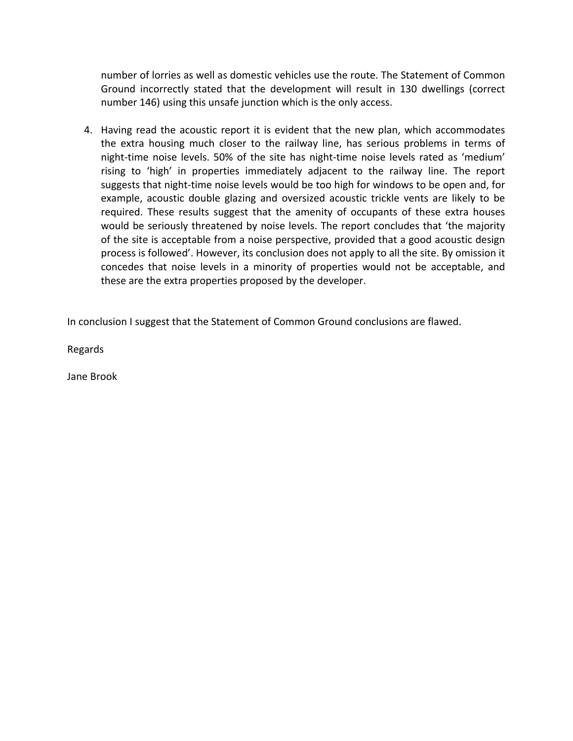number of lorries as well as domestic vehicles use the route. The Statement of Common Ground incorrectly stated that the development will result in 130 dwellings (correct number 146) using this unsafe junction which is the only access.

4. Having read the acoustic report it is evident that the new plan, which accommodates the extra housing much closer to the railway line, has serious problems in terms of night-time noise levels. 50% of the site has night-time noise levels rated as 'medium' rising to 'high' in properties immediately adjacent to the railway line. The report suggests that night-time noise levels would be too high for windows to be open and, for example, acoustic double glazing and oversized acoustic trickle vents are likely to be required. These results suggest that the amenity of occupants of these extra houses would be seriously threatened by noise levels. The report concludes that 'the majority of the site is acceptable from a noise perspective, provided that a good acoustic design process is followed'. However, its conclusion does not apply to all the site. By omission it concedes that noise levels in a minority of properties would not be acceptable, and these are the extra properties proposed by the developer.

In conclusion I suggest that the Statement of Common Ground conclusions are flawed.

Regards

Jane Brook